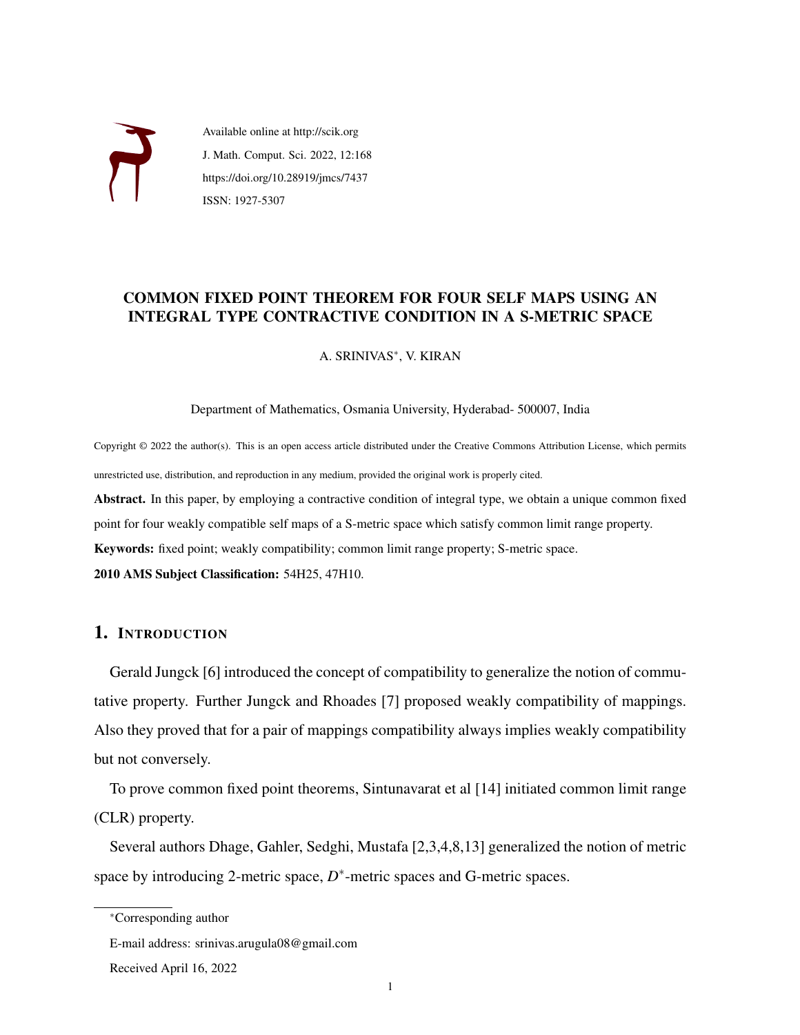Available online at http://scik.org

J. Math. Comput. Sci. 2022, 12:168

https://doi.org/10.28919/jmcs/7437

ISSN: 1927-5307

# COMMON FIXED POINT THEOREM FOR FOUR SELF MAPS USING AN INTEGRAL TYPE CONTRACTIVE CONDITION IN A S-METRIC SPACE

A. SRINIVAS*, V. KIRAN

Department of Mathematics, Osmania University, Hyderabad- 500007, India

Copyright © 2022 the author(s). This is an open access article distributed under the Creative Commons Attribution License, which permits unrestricted use, distribution, and reproduction in any medium, provided the original work is properly cited.

**Abstract.** In this paper, by employing a contractive condition of integral type, we obtain a unique common fixed point for four weakly compatible self maps of a S-metric space which satisfy common limit range property.

**Keywords:** fixed point; weakly compatibility; common limit range property; S-metric space.

**2010 AMS Subject Classification:** 54H25, 47H10.

## 1. Introduction

Gerald Jungck [6] introduced the concept of compatibility to generalize the notion of commutative property. Further Jungck and Rhoades [7] proposed weakly compatibility of mappings. Also they proved that for a pair of mappings compatibility always implies weakly compatibility but not conversely.

To prove common fixed point theorems, Sintunavarat et al [14] initiated common limit range (CLR) property.

Several authors Dhage, Gahler, Sedghi, Mustafa [2,3,4,8,13] generalized the notion of metric space by introducing 2-metric space, $D^*$-metric spaces and G-metric spaces.

*Corresponding author

E-mail address: srinivas.arugula08@gmail.com

Received April 16, 2022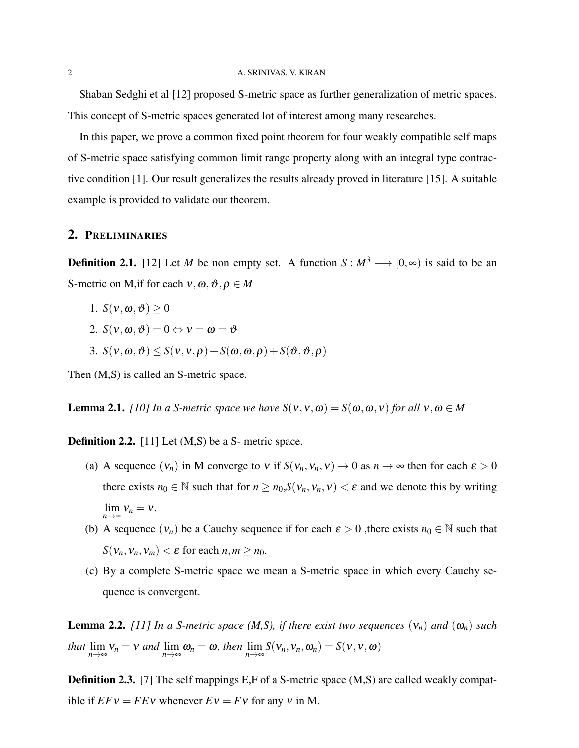Shaban Sedghi et al [12] proposed S-metric space as further generalization of metric spaces. This concept of S-metric spaces generated lot of interest among many researches.

In this paper, we prove a common fixed point theorem for four weakly compatible self maps of S-metric space satisfying common limit range property along with an integral type contractive condition [1]. Our result generalizes the results already proved in literature [15]. A suitable example is provided to validate our theorem.

## 2. Preliminaries

**Definition 2.1.** [12] Let $M$ be non empty set. A function $S : M^3 \longrightarrow [0,\infty)$ is said to be an S-metric on M,if for each $\nu, \omega, \vartheta, \rho \in M$

1. $S(\nu, \omega, \vartheta) \geq 0$
2. $S(\nu, \omega, \vartheta) = 0 \Leftrightarrow \nu = \omega = \vartheta$
3. $S(\nu, \omega, \vartheta) \leq S(\nu, \nu, \rho) + S(\omega, \omega, \rho) + S(\vartheta, \vartheta, \rho)$

Then (M,S) is called an S-metric space.

**Lemma 2.1.** *[10] In a S-metric space we have $S(\nu, \nu, \omega) = S(\omega, \omega, \nu)$ for all $\nu, \omega \in M$*

**Definition 2.2.** [11] Let (M,S) be a S- metric space.

(a) A sequence $(\nu_n)$ in M converge to $\nu$ if $S(\nu_n, \nu_n, \nu) \to 0$ as $n \to \infty$ then for each $\varepsilon > 0$ there exists $n_0 \in \mathbb{N}$ such that for $n \geq n_0, S(\nu_n, \nu_n, \nu) < \varepsilon$ and we denote this by writing $\lim_{n\to\infty} \nu_n = \nu$.

(b) A sequence $(\nu_n)$ be a Cauchy sequence if for each $\varepsilon > 0$ ,there exists $n_0 \in \mathbb{N}$ such that $S(\nu_n, \nu_n, \nu_m) < \varepsilon$ for each $n, m \geq n_0$.

(c) By a complete S-metric space we mean a S-metric space in which every Cauchy sequence is convergent.

**Lemma 2.2.** *[11] In a S-metric space (M,S), if there exist two sequences $(\nu_n)$ and $(\omega_n)$ such that $\lim_{n\to\infty} \nu_n = \nu$ and $\lim_{n\to\infty} \omega_n = \omega$, then $\lim_{n\to\infty} S(\nu_n, \nu_n, \omega_n) = S(\nu, \nu, \omega)$*

**Definition 2.3.** [7] The self mappings E,F of a S-metric space (M,S) are called weakly compatible if $EF\nu = FE\nu$ whenever $E\nu = F\nu$ for any $\nu$ in M.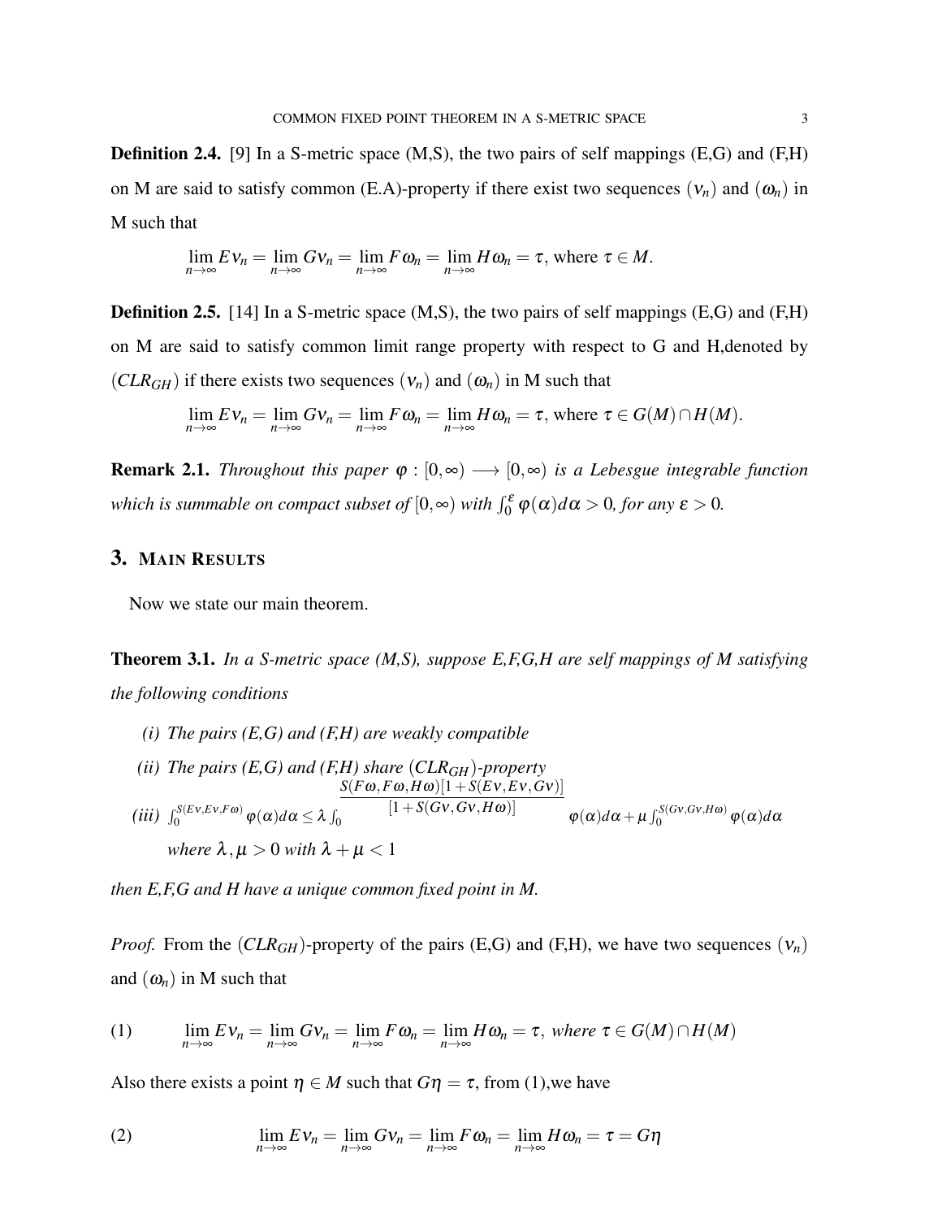**Definition 2.4.** [9] In a S-metric space (M,S), the two pairs of self mappings (E,G) and (F,H) on M are said to satisfy common (E.A)-property if there exist two sequences $(\nu_n)$ and $(\omega_n)$ in M such that

$$\lim_{n\to\infty} E\nu_n = \lim_{n\to\infty} G\nu_n = \lim_{n\to\infty} F\omega_n = \lim_{n\to\infty} H\omega_n = \tau, \text{ where } \tau \in M.$$

**Definition 2.5.** [14] In a S-metric space (M,S), the two pairs of self mappings (E,G) and (F,H) on M are said to satisfy common limit range property with respect to G and H,denoted by $(CLR_{GH})$ if there exists two sequences $(\nu_n)$ and $(\omega_n)$ in M such that

$$\lim_{n\to\infty} E\nu_n = \lim_{n\to\infty} G\nu_n = \lim_{n\to\infty} F\omega_n = \lim_{n\to\infty} H\omega_n = \tau, \text{ where } \tau \in G(M)\cap H(M).$$

**Remark 2.1.** *Throughout this paper $\varphi : [0,\infty) \longrightarrow [0,\infty)$ is a Lebesgue integrable function which is summable on compact subset of $[0,\infty)$ with $\int_0^{\varepsilon} \varphi(\alpha)d\alpha > 0$, for any $\varepsilon > 0$.*

## 3. Main Results

Now we state our main theorem.

**Theorem 3.1.** *In a S-metric space (M,S), suppose E,F,G,H are self mappings of M satisfying the following conditions*

*(i) The pairs (E,G) and (F,H) are weakly compatible*

*(ii) The pairs (E,G) and (F,H) share $(CLR_{GH})$-property*

*(iii)* $\int_0^{S(E\nu,E\nu,F\omega)} \varphi(\alpha)d\alpha \leq \lambda \int_0^{\frac{S(F\omega,F\omega,H\omega)[1+S(E\nu,E\nu,G\nu)]}{[1+S(G\nu,G\nu,H\omega)]}} \varphi(\alpha)d\alpha + \mu \int_0^{S(G\nu,G\nu,H\omega)} \varphi(\alpha)d\alpha$

*where $\lambda,\mu > 0$ with $\lambda+\mu < 1$*

*then E,F,G and H have a unique common fixed point in M.*

*Proof.* From the $(CLR_{GH})$-property of the pairs (E,G) and (F,H), we have two sequences $(\nu_n)$ and $(\omega_n)$ in M such that

$$\lim_{n\to\infty} E\nu_n = \lim_{n\to\infty} G\nu_n = \lim_{n\to\infty} F\omega_n = \lim_{n\to\infty} H\omega_n = \tau, \textit{ where } \tau \in G(M)\cap H(M) \tag{1}$$

Also there exists a point $\eta \in M$ such that $G\eta = \tau$, from (1),we have

$$\lim_{n\to\infty} E\nu_n = \lim_{n\to\infty} G\nu_n = \lim_{n\to\infty} F\omega_n = \lim_{n\to\infty} H\omega_n = \tau = G\eta \tag{2}$$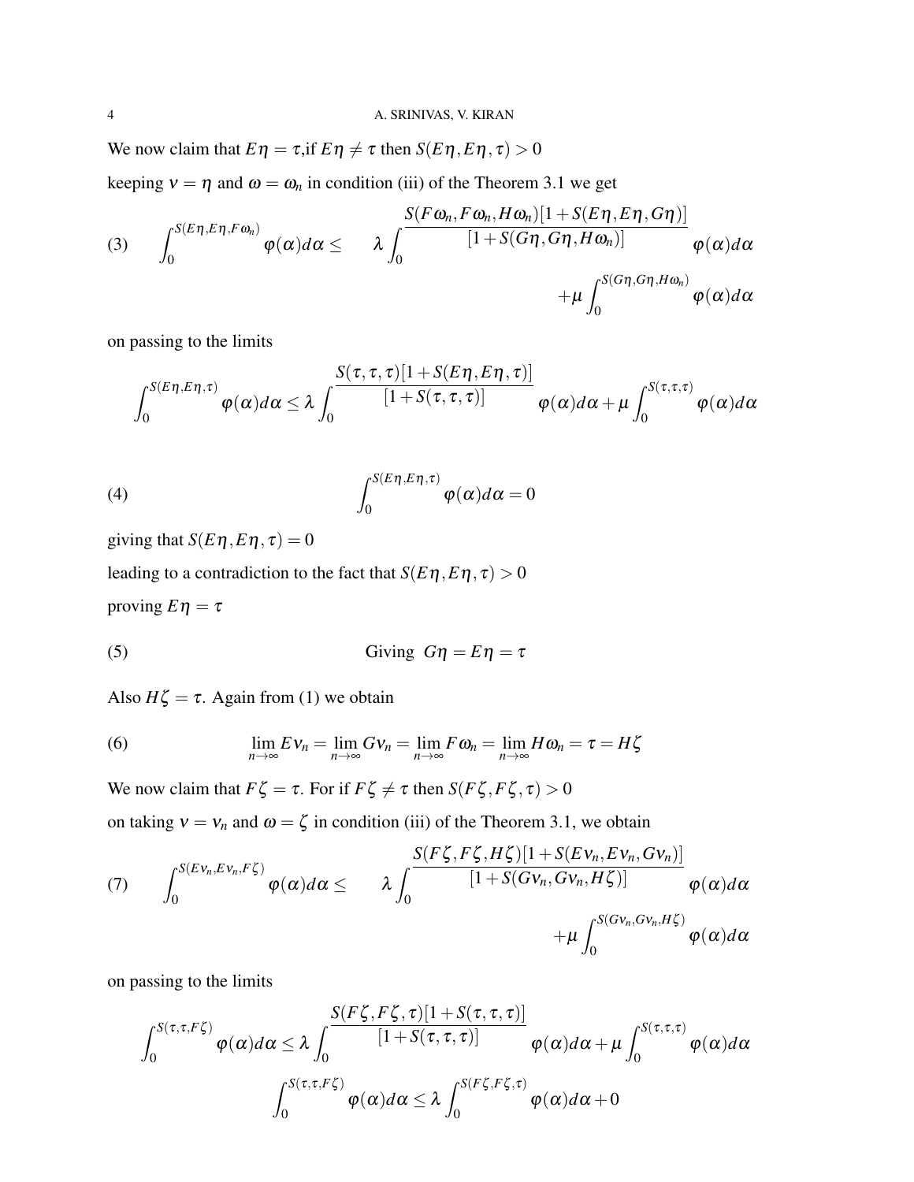We now claim that $E\eta = \tau$,if $E\eta \neq \tau$ then $S(E\eta, E\eta, \tau) > 0$

keeping $\nu = \eta$ and $\omega = \omega_n$ in condition (iii) of the Theorem 3.1 we get

$$\int_0^{S(E\eta, E\eta, F\omega_n)} \varphi(\alpha)d\alpha \leq \lambda \int_0^{\frac{S(F\omega_n, F\omega_n, H\omega_n)[1+S(E\eta, E\eta, G\eta)]}{[1+S(G\eta, G\eta, H\omega_n)]}} \varphi(\alpha)d\alpha + \mu \int_0^{S(G\eta, G\eta, H\omega_n)} \varphi(\alpha)d\alpha \tag{3}$$

on passing to the limits

$$\int_0^{S(E\eta, E\eta, \tau)} \varphi(\alpha)d\alpha \leq \lambda \int_0^{\frac{S(\tau,\tau,\tau)[1+S(E\eta, E\eta, \tau)]}{[1+S(\tau,\tau,\tau)]}} \varphi(\alpha)d\alpha + \mu \int_0^{S(\tau,\tau,\tau)} \varphi(\alpha)d\alpha$$

$$\int_0^{S(E\eta, E\eta, \tau)} \varphi(\alpha)d\alpha = 0 \tag{4}$$

giving that $S(E\eta, E\eta, \tau) = 0$

leading to a contradiction to the fact that $S(E\eta, E\eta, \tau) > 0$

proving $E\eta = \tau$

$$\text{Giving } \; G\eta = E\eta = \tau \tag{5}$$

Also $H\zeta = \tau$. Again from (1) we obtain

$$\lim_{n\to\infty} E\nu_n = \lim_{n\to\infty} G\nu_n = \lim_{n\to\infty} F\omega_n = \lim_{n\to\infty} H\omega_n = \tau = H\zeta \tag{6}$$

We now claim that $F\zeta = \tau$. For if $F\zeta \neq \tau$ then $S(F\zeta, F\zeta, \tau) > 0$

on taking $\nu = \nu_n$ and $\omega = \zeta$ in condition (iii) of the Theorem 3.1, we obtain

$$\int_0^{S(E\nu_n, E\nu_n, F\zeta)} \varphi(\alpha)d\alpha \leq \lambda \int_0^{\frac{S(F\zeta, F\zeta, H\zeta)[1+S(E\nu_n, E\nu_n, G\nu_n)]}{[1+S(G\nu_n, G\nu_n, H\zeta)]}} \varphi(\alpha)d\alpha + \mu \int_0^{S(G\nu_n, G\nu_n, H\zeta)} \varphi(\alpha)d\alpha \tag{7}$$

on passing to the limits

$$\int_0^{S(\tau,\tau,F\zeta)} \varphi(\alpha)d\alpha \leq \lambda \int_0^{\frac{S(F\zeta, F\zeta, \tau)[1+S(\tau,\tau,\tau)]}{[1+S(\tau,\tau,\tau)]}} \varphi(\alpha)d\alpha + \mu \int_0^{S(\tau,\tau,\tau)} \varphi(\alpha)d\alpha$$

$$\int_0^{S(\tau,\tau,F\zeta)} \varphi(\alpha)d\alpha \leq \lambda \int_0^{S(F\zeta, F\zeta, \tau)} \varphi(\alpha)d\alpha + 0$$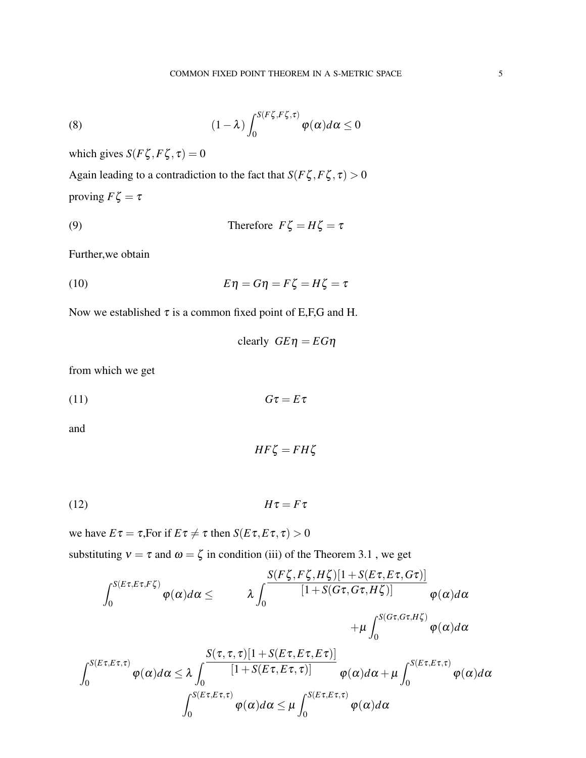$$(1-\lambda)\int_0^{S(F\zeta,F\zeta,\tau)} \varphi(\alpha)d\alpha \leq 0 \tag{8}$$

which gives $S(F\zeta,F\zeta,\tau)=0$

Again leading to a contradiction to the fact that $S(F\zeta,F\zeta,\tau)>0$

proving $F\zeta=\tau$

$$\text{Therefore } F\zeta = H\zeta = \tau \tag{9}$$

Further,we obtain

$$E\eta = G\eta = F\zeta = H\zeta = \tau \tag{10}$$

Now we established $\tau$ is a common fixed point of E,F,G and H.

$$\text{clearly } GE\eta = EG\eta$$

from which we get

$$G\tau = E\tau \tag{11}$$

and

$$HF\zeta = FH\zeta$$

$$H\tau = F\tau \tag{12}$$

we have $E\tau=\tau$,For if $E\tau\neq\tau$ then $S(E\tau,E\tau,\tau)>0$

substituting $\nu=\tau$ and $\omega=\zeta$ in condition (iii) of the Theorem 3.1 , we get

$$\int_0^{S(E\tau,E\tau,F\zeta)} \varphi(\alpha)d\alpha \leq \lambda\int_0^{\frac{S(F\zeta,F\zeta,H\zeta)[1+S(E\tau,E\tau,G\tau)]}{[1+S(G\tau,G\tau,H\zeta)]}} \varphi(\alpha)d\alpha + \mu\int_0^{S(G\tau,G\tau,H\zeta)} \varphi(\alpha)d\alpha$$

$$\int_0^{S(E\tau,E\tau,\tau)} \varphi(\alpha)d\alpha \leq \lambda\int_0^{\frac{S(\tau,\tau,\tau)[1+S(E\tau,E\tau,E\tau)]}{[1+S(E\tau,E\tau,\tau)]}} \varphi(\alpha)d\alpha + \mu\int_0^{S(E\tau,E\tau,\tau)} \varphi(\alpha)d\alpha$$

$$\int_0^{S(E\tau,E\tau,\tau)} \varphi(\alpha)d\alpha \leq \mu\int_0^{S(E\tau,E\tau,\tau)} \varphi(\alpha)d\alpha$$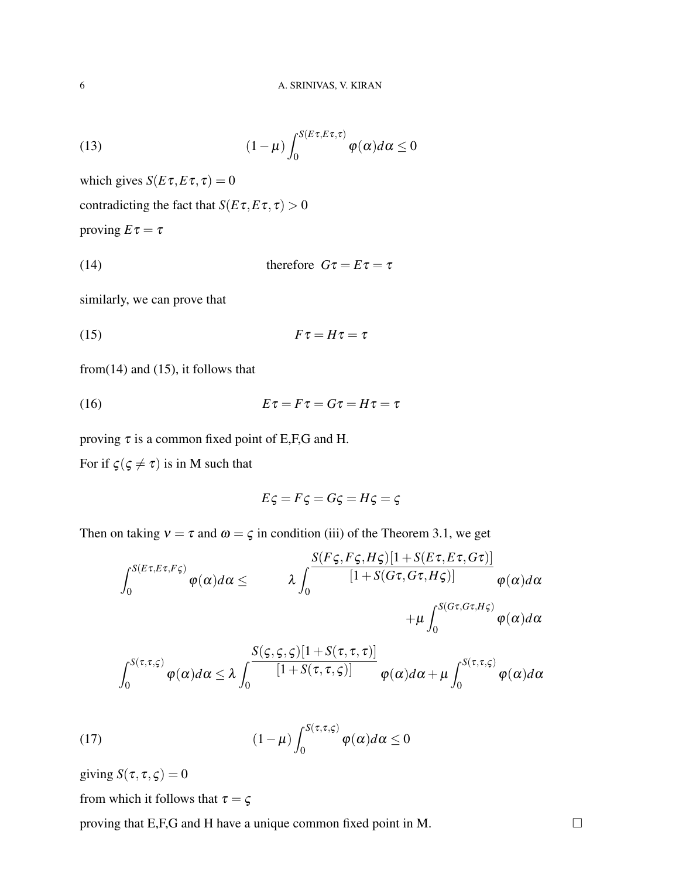$$(1-\mu)\int_0^{S(E\tau,E\tau,\tau)} \varphi(\alpha)d\alpha \leq 0 \tag{13}$$

which gives $S(E\tau,E\tau,\tau) = 0$

contradicting the fact that $S(E\tau,E\tau,\tau) > 0$

proving $E\tau = \tau$

$$\text{therefore } \; G\tau = E\tau = \tau \tag{14}$$

similarly, we can prove that

$$F\tau = H\tau = \tau \tag{15}$$

from(14) and (15), it follows that

$$E\tau = F\tau = G\tau = H\tau = \tau \tag{16}$$

proving $\tau$ is a common fixed point of E,F,G and H.

For if $\varsigma(\varsigma \neq \tau)$ is in M such that

$$E\varsigma = F\varsigma = G\varsigma = H\varsigma = \varsigma$$

Then on taking $\nu = \tau$ and $\omega = \varsigma$ in condition (iii) of the Theorem 3.1, we get

$$\int_0^{S(E\tau,E\tau,F\varsigma)} \varphi(\alpha)d\alpha \leq \lambda \int_0^{\frac{S(F\varsigma,F\varsigma,H\varsigma)[1+S(E\tau,E\tau,G\tau)]}{[1+S(G\tau,G\tau,H\varsigma)]}} \varphi(\alpha)d\alpha + \mu \int_0^{S(G\tau,G\tau,H\varsigma)} \varphi(\alpha)d\alpha$$

$$\int_0^{S(\tau,\tau,\varsigma)} \varphi(\alpha)d\alpha \leq \lambda \int_0^{\frac{S(\varsigma,\varsigma,\varsigma)[1+S(\tau,\tau,\tau)]}{[1+S(\tau,\tau,\varsigma)]}} \varphi(\alpha)d\alpha + \mu \int_0^{S(\tau,\tau,\varsigma)} \varphi(\alpha)d\alpha$$

$$(1-\mu)\int_0^{S(\tau,\tau,\varsigma)} \varphi(\alpha)d\alpha \leq 0 \tag{17}$$

giving $S(\tau,\tau,\varsigma) = 0$

from which it follows that $\tau = \varsigma$

proving that E,F,G and H have a unique common fixed point in M. □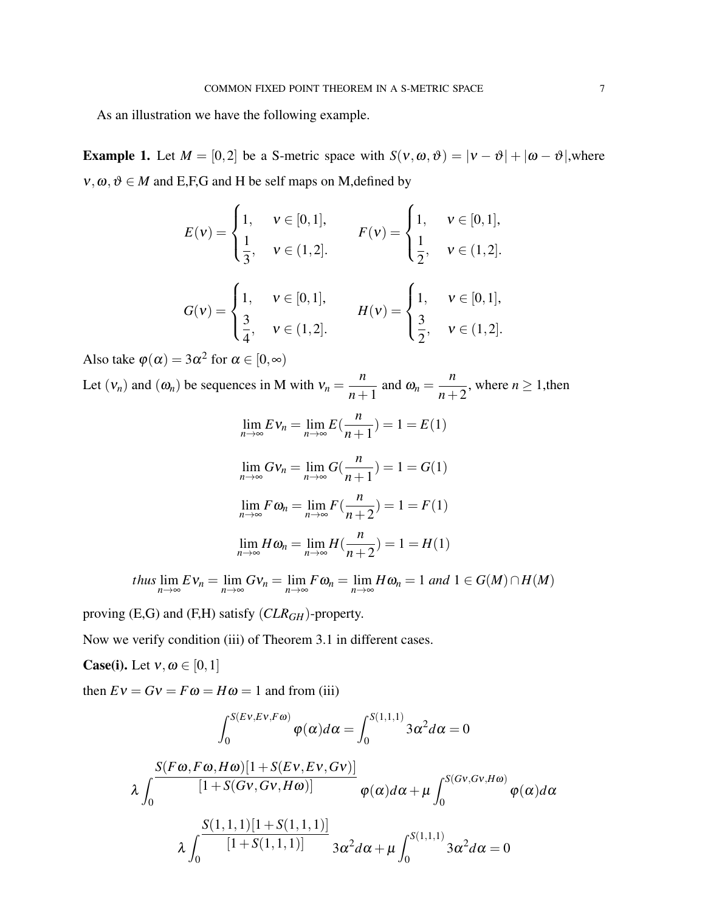As an illustration we have the following example.

**Example 1.** Let $M = [0,2]$ be a S-metric space with $S(\nu,\omega,\vartheta) = |\nu - \vartheta| + |\omega - \vartheta|$,where $\nu,\omega,\vartheta \in M$ and E,F,G and H be self maps on M,defined by

$$E(\nu) = \begin{cases} 1, & \nu \in [0,1], \\ \dfrac{1}{3}, & \nu \in (1,2]. \end{cases} \qquad F(\nu) = \begin{cases} 1, & \nu \in [0,1], \\ \dfrac{1}{2}, & \nu \in (1,2]. \end{cases}$$

$$G(\nu) = \begin{cases} 1, & \nu \in [0,1], \\ \dfrac{3}{4}, & \nu \in (1,2]. \end{cases} \qquad H(\nu) = \begin{cases} 1, & \nu \in [0,1], \\ \dfrac{3}{2}, & \nu \in (1,2]. \end{cases}$$

Also take $\varphi(\alpha) = 3\alpha^2$ for $\alpha \in [0,\infty)$

Let $(\nu_n)$ and $(\omega_n)$ be sequences in M with $\nu_n = \dfrac{n}{n+1}$ and $\omega_n = \dfrac{n}{n+2}$, where $n \geq 1$,then

$$\lim_{n\to\infty} E\nu_n = \lim_{n\to\infty} E(\frac{n}{n+1}) = 1 = E(1)$$

$$\lim_{n\to\infty} G\nu_n = \lim_{n\to\infty} G(\frac{n}{n+1}) = 1 = G(1)$$

$$\lim_{n\to\infty} F\omega_n = \lim_{n\to\infty} F(\frac{n}{n+2}) = 1 = F(1)$$

$$\lim_{n\to\infty} H\omega_n = \lim_{n\to\infty} H(\frac{n}{n+2}) = 1 = H(1)$$

$$thus \lim_{n\to\infty} E\nu_n = \lim_{n\to\infty} G\nu_n = \lim_{n\to\infty} F\omega_n = \lim_{n\to\infty} H\omega_n = 1 \; and \; 1 \in G(M) \cap H(M)$$

proving (E,G) and (F,H) satisfy $(CLR_{GH})$-property.

Now we verify condition (iii) of Theorem 3.1 in different cases.

**Case(i).** Let $\nu,\omega \in [0,1]$

then $E\nu = G\nu = F\omega = H\omega = 1$ and from (iii)

$$\int_0^{S(E\nu,E\nu,F\omega)} \varphi(\alpha)d\alpha = \int_0^{S(1,1,1)} 3\alpha^2 d\alpha = 0$$

$$\lambda \int_0^{\frac{S(F\omega,F\omega,H\omega)[1+S(E\nu,E\nu,G\nu)]}{[1+S(G\nu,G\nu,H\omega)]}} \varphi(\alpha)d\alpha + \mu \int_0^{S(G\nu,G\nu,H\omega)} \varphi(\alpha)d\alpha$$

$$\lambda \int_0^{\frac{S(1,1,1)[1+S(1,1,1)]}{[1+S(1,1,1)]}} 3\alpha^2 d\alpha + \mu \int_0^{S(1,1,1)} 3\alpha^2 d\alpha = 0$$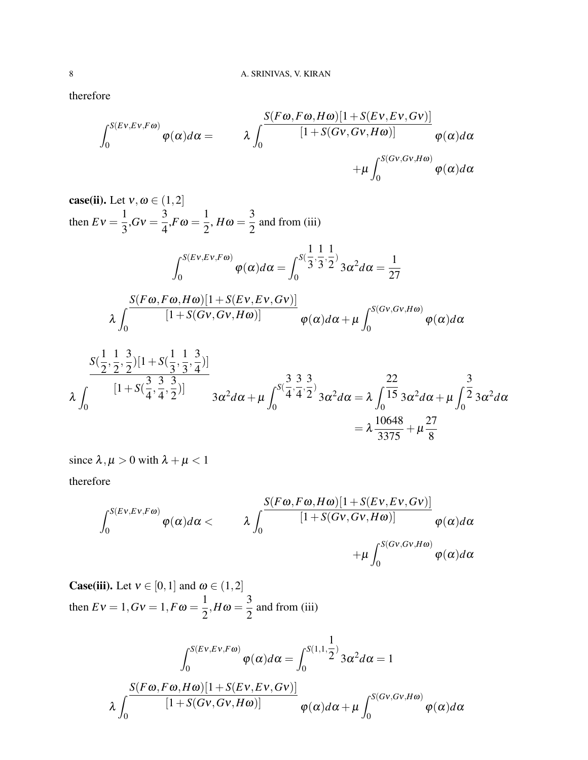therefore

$$\int_0^{S(E\nu,E\nu,F\omega)} \varphi(\alpha)d\alpha = \lambda \int_0^{\frac{S(F\omega,F\omega,H\omega)[1+S(E\nu,E\nu,G\nu)]}{[1+S(G\nu,G\nu,H\omega)]}} \varphi(\alpha)d\alpha + \mu \int_0^{S(G\nu,G\nu,H\omega)} \varphi(\alpha)d\alpha$$

**case(ii).** Let $\nu, \omega \in (1,2]$

then $E\nu = \frac{1}{3}, G\nu = \frac{3}{4}, F\omega = \frac{1}{2}, H\omega = \frac{3}{2}$ and from (iii)

$$\int_0^{S(E\nu,E\nu,F\omega)} \varphi(\alpha)d\alpha = \int_0^{S(\frac{1}{3},\frac{1}{3},\frac{1}{2})} 3\alpha^2 d\alpha = \frac{1}{27}$$

$$\lambda \int_0^{\frac{S(F\omega,F\omega,H\omega)[1+S(E\nu,E\nu,G\nu)]}{[1+S(G\nu,G\nu,H\omega)]}} \varphi(\alpha)d\alpha + \mu \int_0^{S(G\nu,G\nu,H\omega)} \varphi(\alpha)d\alpha$$

$$\lambda \int_0^{\frac{S(\frac{1}{2},\frac{1}{2},\frac{3}{2})[1+S(\frac{1}{3},\frac{1}{3},\frac{3}{4})]}{[1+S(\frac{3}{4},\frac{3}{4},\frac{3}{2})]}} 3\alpha^2 d\alpha + \mu \int_0^{S(\frac{3}{4},\frac{3}{4},\frac{3}{2})} 3\alpha^2 d\alpha = \lambda \int_0^{\frac{22}{15}} 3\alpha^2 d\alpha + \mu \int_0^{\frac{3}{2}} 3\alpha^2 d\alpha$$

$$= \lambda \frac{10648}{3375} + \mu \frac{27}{8}$$

since $\lambda, \mu > 0$ with $\lambda + \mu < 1$

therefore

$$\int_0^{S(E\nu,E\nu,F\omega)} \varphi(\alpha)d\alpha < \lambda \int_0^{\frac{S(F\omega,F\omega,H\omega)[1+S(E\nu,E\nu,G\nu)]}{[1+S(G\nu,G\nu,H\omega)]}} \varphi(\alpha)d\alpha + \mu \int_0^{S(G\nu,G\nu,H\omega)} \varphi(\alpha)d\alpha$$

**Case(iii).** Let $\nu \in [0,1]$ and $\omega \in (1,2]$

then $E\nu = 1, G\nu = 1, F\omega = \frac{1}{2}, H\omega = \frac{3}{2}$ and from (iii)

$$\int_0^{S(E\nu,E\nu,F\omega)} \varphi(\alpha)d\alpha = \int_0^{S(1,1,\frac{1}{2})} 3\alpha^2 d\alpha = 1$$

$$\lambda \int_0^{\frac{S(F\omega,F\omega,H\omega)[1+S(E\nu,E\nu,G\nu)]}{[1+S(G\nu,G\nu,H\omega)]}} \varphi(\alpha)d\alpha + \mu \int_0^{S(G\nu,G\nu,H\omega)} \varphi(\alpha)d\alpha$$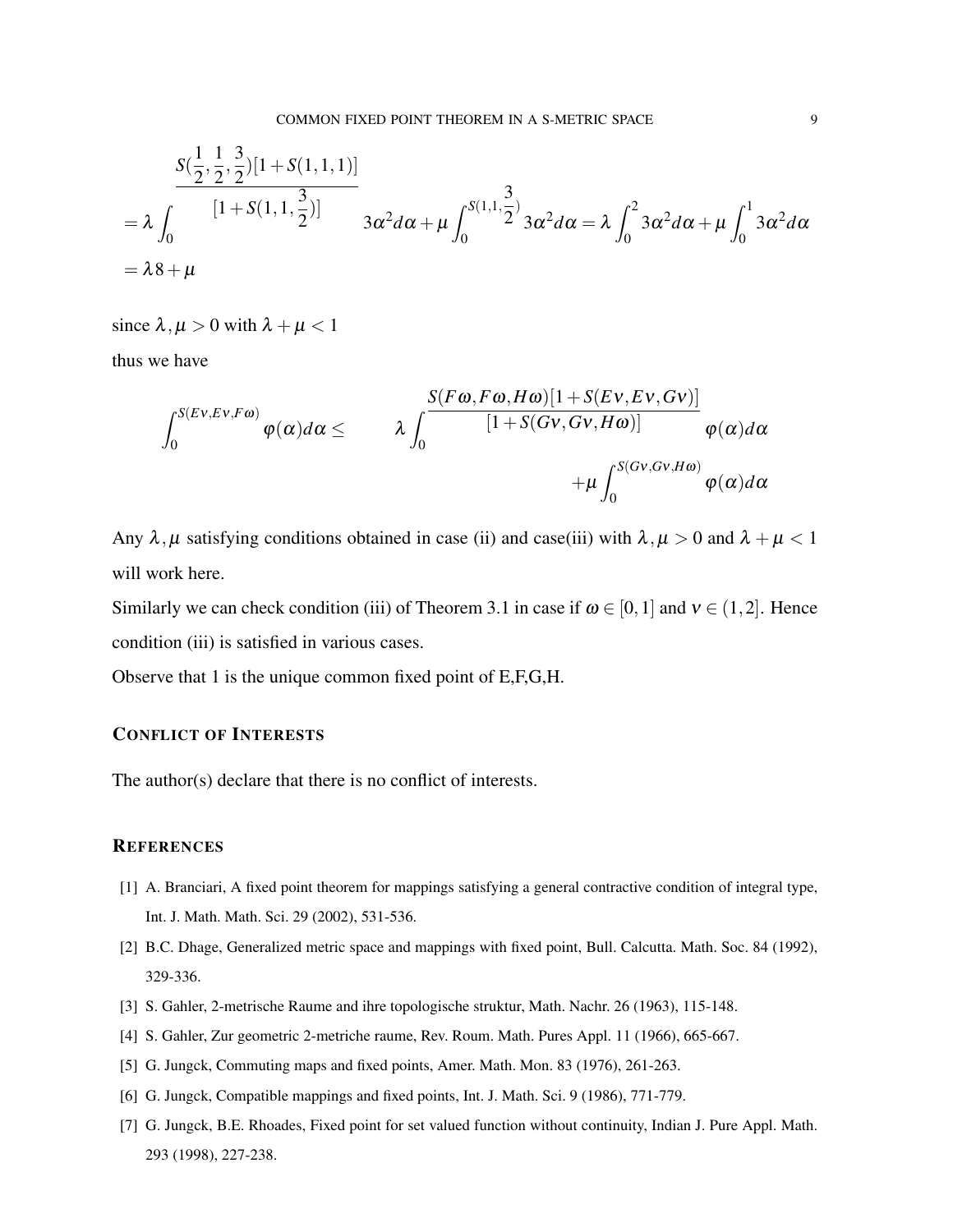$$= \lambda \int_0^{\frac{S(\frac{1}{2},\frac{1}{2},\frac{3}{2})[1+S(1,1,1)]}{[1+S(1,1,\frac{3}{2})]}} 3\alpha^2 d\alpha + \mu \int_0^{S(1,1,\frac{3}{2})} 3\alpha^2 d\alpha = \lambda \int_0^2 3\alpha^2 d\alpha + \mu \int_0^1 3\alpha^2 d\alpha$$

$$= \lambda 8 + \mu$$

since $\lambda, \mu > 0$ with $\lambda + \mu < 1$

thus we have

$$\int_0^{S(Ev,Ev,F\omega)} \varphi(\alpha) d\alpha \leq \quad \lambda \int_0^{\frac{S(F\omega,F\omega,H\omega)[1+S(Ev,Ev,Gv)]}{[1+S(Gv,Gv,H\omega)]}} \varphi(\alpha) d\alpha + \mu \int_0^{S(Gv,Gv,H\omega)} \varphi(\alpha) d\alpha$$

Any $\lambda, \mu$ satisfying conditions obtained in case (ii) and case(iii) with $\lambda, \mu > 0$ and $\lambda + \mu < 1$ will work here.

Similarly we can check condition (iii) of Theorem 3.1 in case if $\omega \in [0,1]$ and $v \in (1,2]$. Hence condition (iii) is satisfied in various cases.

Observe that 1 is the unique common fixed point of E,F,G,H.

## Conflict of Interests

The author(s) declare that there is no conflict of interests.

## References

[1] A. Branciari, A fixed point theorem for mappings satisfying a general contractive condition of integral type, Int. J. Math. Math. Sci. 29 (2002), 531-536.

[2] B.C. Dhage, Generalized metric space and mappings with fixed point, Bull. Calcutta. Math. Soc. 84 (1992), 329-336.

[3] S. Gahler, 2-metrische Raume and ihre topologische struktur, Math. Nachr. 26 (1963), 115-148.

[4] S. Gahler, Zur geometric 2-metriche raume, Rev. Roum. Math. Pures Appl. 11 (1966), 665-667.

[5] G. Jungck, Commuting maps and fixed points, Amer. Math. Mon. 83 (1976), 261-263.

[6] G. Jungck, Compatible mappings and fixed points, Int. J. Math. Sci. 9 (1986), 771-779.

[7] G. Jungck, B.E. Rhoades, Fixed point for set valued function without continuity, Indian J. Pure Appl. Math. 293 (1998), 227-238.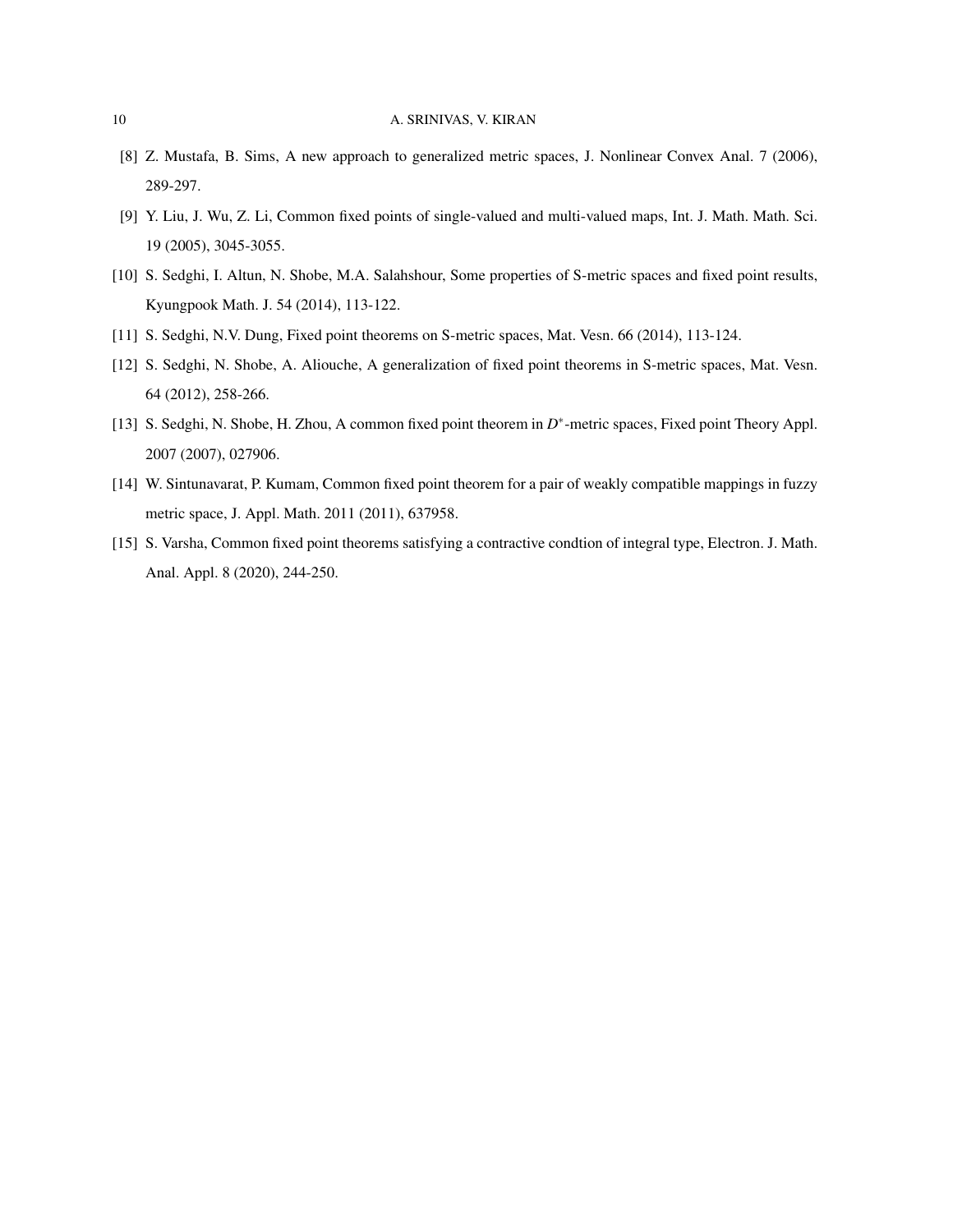[8] Z. Mustafa, B. Sims, A new approach to generalized metric spaces, J. Nonlinear Convex Anal. 7 (2006), 289-297.

[9] Y. Liu, J. Wu, Z. Li, Common fixed points of single-valued and multi-valued maps, Int. J. Math. Math. Sci. 19 (2005), 3045-3055.

[10] S. Sedghi, I. Altun, N. Shobe, M.A. Salahshour, Some properties of S-metric spaces and fixed point results, Kyungpook Math. J. 54 (2014), 113-122.

[11] S. Sedghi, N.V. Dung, Fixed point theorems on S-metric spaces, Mat. Vesn. 66 (2014), 113-124.

[12] S. Sedghi, N. Shobe, A. Aliouche, A generalization of fixed point theorems in S-metric spaces, Mat. Vesn. 64 (2012), 258-266.

[13] S. Sedghi, N. Shobe, H. Zhou, A common fixed point theorem in $D^*$-metric spaces, Fixed point Theory Appl. 2007 (2007), 027906.

[14] W. Sintunavarat, P. Kumam, Common fixed point theorem for a pair of weakly compatible mappings in fuzzy metric space, J. Appl. Math. 2011 (2011), 637958.

[15] S. Varsha, Common fixed point theorems satisfying a contractive condtion of integral type, Electron. J. Math. Anal. Appl. 8 (2020), 244-250.